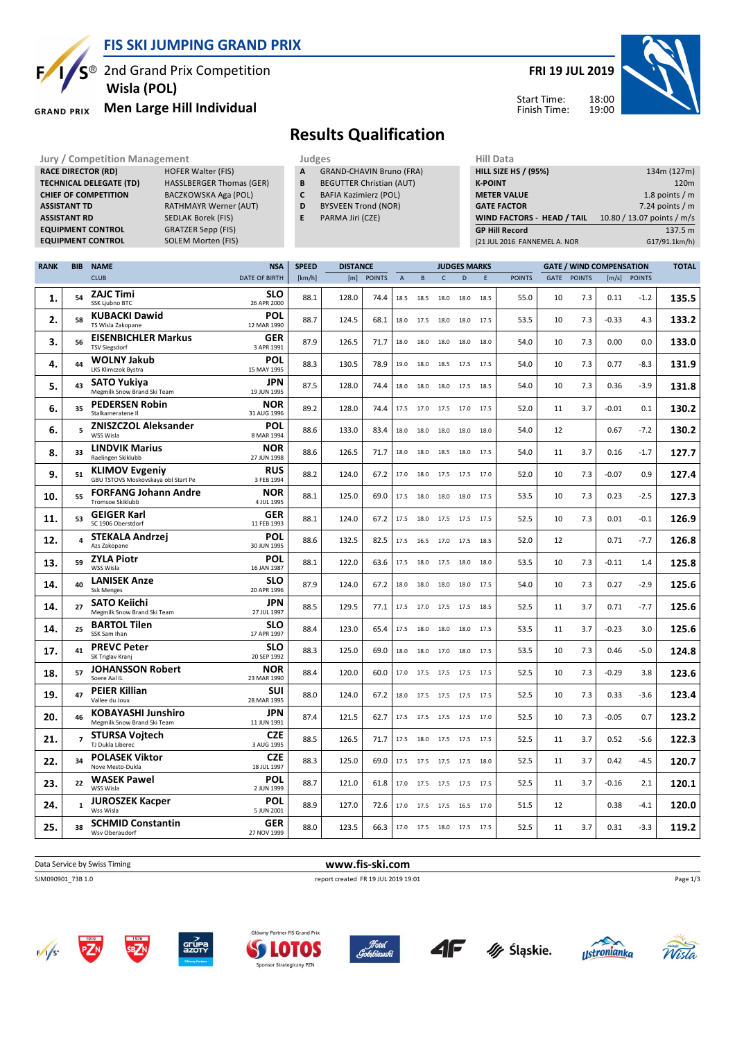# FIS SKI JUMPING GRAND PRIX

2nd Grand Prix Competition
**Wisla (POL)**
**Men Large Hill Individual**

**FRI 19 JUL 2019**

Start Time: 18:00
Finish Time: 19:00

## Results Qualification

| Jury / Competition Management | |
|---|---|
| RACE DIRECTOR (RD) | HOFER Walter (FIS) |
| TECHNICAL DELEGATE (TD) | HASSLBERGER Thomas (GER) |
| CHIEF OF COMPETITION | BACZKOWSKA Aga (POL) |
| ASSISTANT TD | RATHMAYR Werner (AUT) |
| ASSISTANT RD | SEDLAK Borek (FIS) |
| EQUIPMENT CONTROL | GRATZER Sepp (FIS) |
| EQUIPMENT CONTROL | SOLEM Morten (FIS) |

| Judges | |
|---|---|
| A | GRAND-CHAVIN Bruno (FRA) |
| B | BEGUTTER Christian (AUT) |
| C | BAFIA Kazimierz (POL) |
| D | BYSVEEN Trond (NOR) |
| E | PARMA Jiri (CZE) |

| Hill Data | |
|---|---|
| HILL SIZE HS / (95%) | 134m (127m) |
| K-POINT | 120m |
| METER VALUE | 1.8 points / m |
| GATE FACTOR | 7.24 points / m |
| WIND FACTORS - HEAD / TAIL | 10.80 / 13.07 points / m/s |
| GP Hill Record | 137.5 m |
| (21 JUL 2016 FANNEMEL A. NOR | G17/91.1km/h) |

| RANK | BIB | NAME / CLUB | NSA / DATE OF BIRTH | SPEED [km/h] | DISTANCE [m] | DISTANCE POINTS | A | B | C | D | E | JUDGES POINTS | GATE | GATE POINTS | WIND [m/s] | WIND POINTS | TOTAL |
|---|---|---|---|---|---|---|---|---|---|---|---|---|---|---|---|---|---|
| 1. | 54 | **ZAJC Timi** SSK Ljubno BTC | SLO 26 APR 2000 | 88.1 | 128.0 | 74.4 | 18.5 | 18.5 | 18.0 | 18.0 | 18.5 | 55.0 | 10 | 7.3 | 0.11 | -1.2 | **135.5** |
| 2. | 58 | **KUBACKI Dawid** TS Wisla Zakopane | POL 12 MAR 1990 | 88.7 | 124.5 | 68.1 | 18.0 | 17.5 | 18.0 | 18.0 | 17.5 | 53.5 | 10 | 7.3 | -0.33 | 4.3 | **133.2** |
| 3. | 56 | **EISENBICHLER Markus** TSV Siegsdorf | GER 3 APR 1991 | 87.9 | 126.5 | 71.7 | 18.0 | 18.0 | 18.0 | 18.0 | 18.0 | 54.0 | 10 | 7.3 | 0.00 | 0.0 | **133.0** |
| 4. | 44 | **WOLNY Jakub** LKS Klimczok Bystra | POL 15 MAY 1995 | 88.3 | 130.5 | 78.9 | 19.0 | 18.0 | 18.5 | 17.5 | 17.5 | 54.0 | 10 | 7.3 | 0.77 | -8.3 | **131.9** |
| 5. | 43 | **SATO Yukiya** Megmilk Snow Brand Ski Team | JPN 19 JUN 1995 | 87.5 | 128.0 | 74.4 | 18.0 | 18.0 | 18.0 | 17.5 | 18.5 | 54.0 | 10 | 7.3 | 0.36 | -3.9 | **131.8** |
| 6. | 35 | **PEDERSEN Robin** Stalkameratene Il | NOR 31 AUG 1996 | 89.2 | 128.0 | 74.4 | 17.5 | 17.0 | 17.5 | 17.0 | 17.5 | 52.0 | 11 | 3.7 | -0.01 | 0.1 | **130.2** |
| 6. | 5 | **ZNISZCZOL Aleksander** WSS Wisla | POL 8 MAR 1994 | 88.6 | 133.0 | 83.4 | 18.0 | 18.0 | 18.0 | 18.0 | 18.0 | 54.0 | 12 | | 0.67 | -7.2 | **130.2** |
| 8. | 33 | **LINDVIK Marius** Raelingen Skiklubb | NOR 27 JUN 1998 | 88.6 | 126.5 | 71.7 | 18.0 | 18.0 | 18.5 | 18.0 | 17.5 | 54.0 | 11 | 3.7 | 0.16 | -1.7 | **127.7** |
| 9. | 51 | **KLIMOV Evgeniy** GBU TSTOVS Moskovskaya obl Start Pe | RUS 3 FEB 1994 | 88.2 | 124.0 | 67.2 | 17.0 | 18.0 | 17.5 | 17.5 | 17.0 | 52.0 | 10 | 7.3 | -0.07 | 0.9 | **127.4** |
| 10. | 55 | **FORFANG Johann Andre** Tromsoe Skiklubb | NOR 4 JUL 1995 | 88.1 | 125.0 | 69.0 | 17.5 | 18.0 | 18.0 | 18.0 | 17.5 | 53.5 | 10 | 7.3 | 0.23 | -2.5 | **127.3** |
| 11. | 53 | **GEIGER Karl** SC 1906 Oberstdorf | GER 11 FEB 1993 | 88.1 | 124.0 | 67.2 | 17.5 | 18.0 | 17.5 | 17.5 | 17.5 | 52.5 | 10 | 7.3 | 0.01 | -0.1 | **126.9** |
| 12. | 4 | **STEKALA Andrzej** Azs Zakopane | POL 30 JUN 1995 | 88.6 | 132.5 | 82.5 | 17.5 | 16.5 | 17.0 | 17.5 | 18.5 | 52.0 | 12 | | 0.71 | -7.7 | **126.8** |
| 13. | 59 | **ZYLA Piotr** WSS Wisla | POL 16 JAN 1987 | 88.1 | 122.0 | 63.6 | 17.5 | 18.0 | 17.5 | 18.0 | 18.0 | 53.5 | 10 | 7.3 | -0.11 | 1.4 | **125.8** |
| 14. | 40 | **LANISEK Anze** Ssk Menges | SLO 20 APR 1996 | 87.9 | 124.0 | 67.2 | 18.0 | 18.0 | 18.0 | 18.0 | 17.5 | 54.0 | 10 | 7.3 | 0.27 | -2.9 | **125.6** |
| 14. | 27 | **SATO Keiichi** Megmilk Snow Brand Ski Team | JPN 27 JUL 1997 | 88.5 | 129.5 | 77.1 | 17.5 | 17.0 | 17.5 | 17.5 | 18.5 | 52.5 | 11 | 3.7 | 0.71 | -7.7 | **125.6** |
| 14. | 25 | **BARTOL Tilen** SSK Sam Ihan | SLO 17 APR 1997 | 88.4 | 123.0 | 65.4 | 17.5 | 18.0 | 18.0 | 18.0 | 17.5 | 53.5 | 11 | 3.7 | -0.23 | 3.0 | **125.6** |
| 17. | 41 | **PREVC Peter** SK Triglav Kranj | SLO 20 SEP 1992 | 88.3 | 125.0 | 69.0 | 18.0 | 18.0 | 17.0 | 18.0 | 17.5 | 53.5 | 10 | 7.3 | 0.46 | -5.0 | **124.8** |
| 18. | 57 | **JOHANSSON Robert** Soere Aal IL | NOR 23 MAR 1990 | 88.4 | 120.0 | 60.0 | 17.0 | 17.5 | 17.5 | 17.5 | 17.5 | 52.5 | 10 | 7.3 | -0.29 | 3.8 | **123.6** |
| 19. | 47 | **PEIER Killian** Vallee du Joux | SUI 28 MAR 1995 | 88.0 | 124.0 | 67.2 | 18.0 | 17.5 | 17.5 | 17.5 | 17.5 | 52.5 | 10 | 7.3 | 0.33 | -3.6 | **123.4** |
| 20. | 46 | **KOBAYASHI Junshiro** Megmilk Snow Brand Ski Team | JPN 11 JUN 1991 | 87.4 | 121.5 | 62.7 | 17.5 | 17.5 | 17.5 | 17.5 | 17.0 | 52.5 | 10 | 7.3 | -0.05 | 0.7 | **123.2** |
| 21. | 7 | **STURSA Vojtech** TJ Dukla Liberec | CZE 3 AUG 1995 | 88.5 | 126.5 | 71.7 | 17.5 | 18.0 | 17.5 | 17.5 | 17.5 | 52.5 | 11 | 3.7 | 0.52 | -5.6 | **122.3** |
| 22. | 34 | **POLASEK Viktor** Nove Mesto-Dukla | CZE 18 JUL 1997 | 88.3 | 125.0 | 69.0 | 17.5 | 17.5 | 17.5 | 17.5 | 18.0 | 52.5 | 11 | 3.7 | 0.42 | -4.5 | **120.7** |
| 23. | 22 | **WASEK Pawel** WSS Wisla | POL 2 JUN 1999 | 88.7 | 121.0 | 61.8 | 17.0 | 17.5 | 17.5 | 17.5 | 17.5 | 52.5 | 11 | 3.7 | -0.16 | 2.1 | **120.1** |
| 24. | 1 | **JUROSZEK Kacper** Wss Wisla | POL 5 JUN 2001 | 88.9 | 127.0 | 72.6 | 17.0 | 17.5 | 17.5 | 16.5 | 17.0 | 51.5 | 12 | | 0.38 | -4.1 | **120.0** |
| 25. | 38 | **SCHMID Constantin** Wsv Oberaudorf | GER 27 NOV 1999 | 88.0 | 123.5 | 66.3 | 17.0 | 17.5 | 18.0 | 17.5 | 17.5 | 52.5 | 11 | 3.7 | 0.31 | -3.3 | **119.2** |

Data Service by Swiss Timing — www.fis-ski.com

SJM090901_73B 1.0 — report created FR 19 JUL 2019 19:01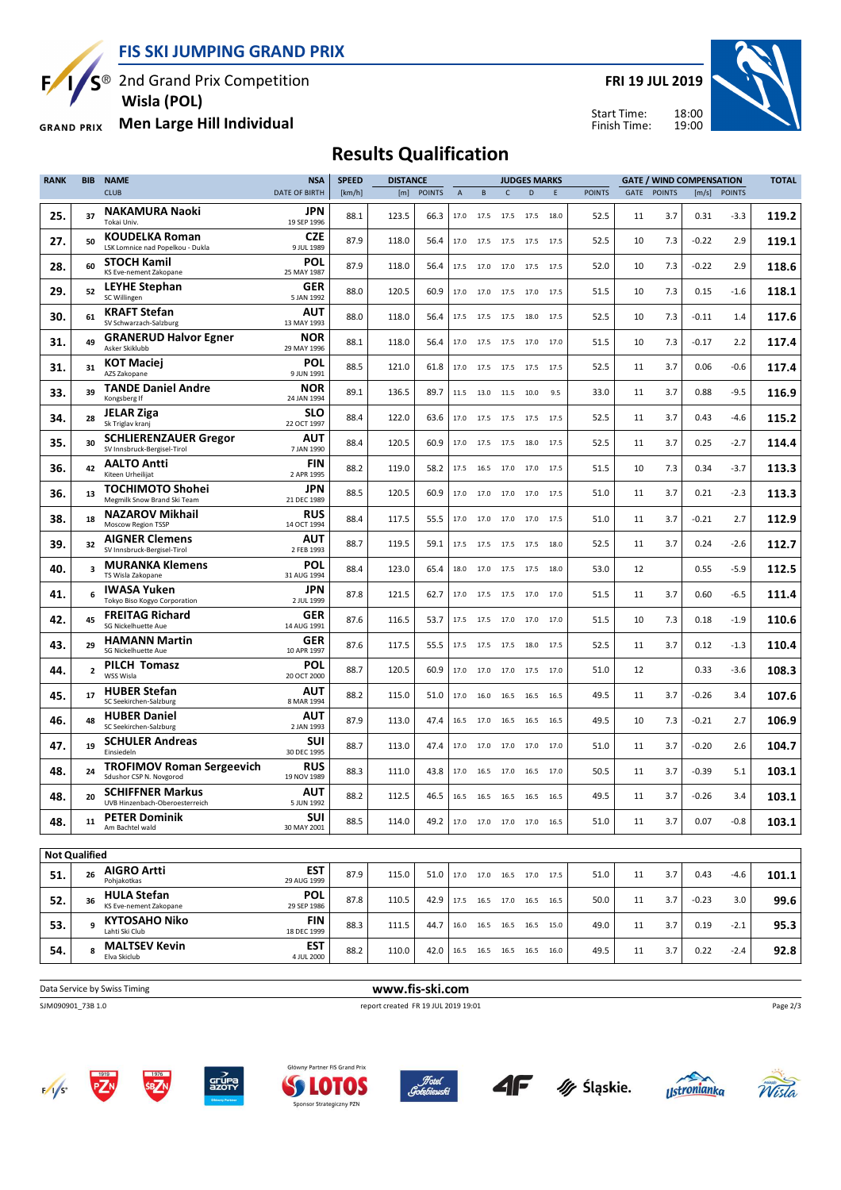# FIS SKI JUMPING GRAND PRIX

2nd Grand Prix Competition
**Wisla (POL)**
**Men Large Hill Individual**

**FRI 19 JUL 2019**
Start Time: 18:00
Finish Time: 19:00

## Results Qualification

| RANK | BIB | NAME / CLUB | NSA / DATE OF BIRTH | SPEED [km/h] | DISTANCE [m] | DISTANCE POINTS | A | B | C | D | E | JUDGES POINTS | GATE | GATE POINTS | WIND [m/s] | WIND POINTS | TOTAL |
|---|---|---|---|---|---|---|---|---|---|---|---|---|---|---|---|---|---|
| 25. | 37 | **NAKAMURA Naoki** Tokai Univ. | JPN 19 SEP 1996 | 88.1 | 123.5 | 66.3 | 17.0 | 17.5 | 17.5 | 17.5 | 18.0 | 52.5 | 11 | 3.7 | 0.31 | -3.3 | **119.2** |
| 27. | 50 | **KOUDELKA Roman** LSK Lomnice nad Popelkou - Dukla | CZE 9 JUL 1989 | 87.9 | 118.0 | 56.4 | 17.0 | 17.5 | 17.5 | 17.5 | 17.5 | 52.5 | 10 | 7.3 | -0.22 | 2.9 | **119.1** |
| 28. | 60 | **STOCH Kamil** KS Eve-nement Zakopane | POL 25 MAY 1987 | 87.9 | 118.0 | 56.4 | 17.5 | 17.0 | 17.0 | 17.5 | 17.5 | 52.0 | 10 | 7.3 | -0.22 | 2.9 | **118.6** |
| 29. | 52 | **LEYHE Stephan** SC Willingen | GER 5 JAN 1992 | 88.0 | 120.5 | 60.9 | 17.0 | 17.0 | 17.5 | 17.0 | 17.5 | 51.5 | 10 | 7.3 | 0.15 | -1.6 | **118.1** |
| 30. | 61 | **KRAFT Stefan** SV Schwarzach-Salzburg | AUT 13 MAY 1993 | 88.0 | 118.0 | 56.4 | 17.5 | 17.5 | 17.5 | 18.0 | 17.5 | 52.5 | 10 | 7.3 | -0.11 | 1.4 | **117.6** |
| 31. | 49 | **GRANERUD Halvor Egner** Asker Skiklubb | NOR 29 MAY 1996 | 88.1 | 118.0 | 56.4 | 17.0 | 17.5 | 17.5 | 17.0 | 17.0 | 51.5 | 10 | 7.3 | -0.17 | 2.2 | **117.4** |
| 31. | 31 | **KOT Maciej** AZS Zakopane | POL 9 JUN 1991 | 88.5 | 121.0 | 61.8 | 17.0 | 17.5 | 17.5 | 17.5 | 17.5 | 52.5 | 11 | 3.7 | 0.06 | -0.6 | **117.4** |
| 33. | 39 | **TANDE Daniel Andre** Kongsberg If | NOR 24 JAN 1994 | 89.1 | 136.5 | 89.7 | 11.5 | 13.0 | 11.5 | 10.0 | 9.5 | 33.0 | 11 | 3.7 | 0.88 | -9.5 | **116.9** |
| 34. | 28 | **JELAR Ziga** Sk Triglav kranj | SLO 22 OCT 1997 | 88.4 | 122.0 | 63.6 | 17.0 | 17.5 | 17.5 | 17.5 | 17.5 | 52.5 | 11 | 3.7 | 0.43 | -4.6 | **115.2** |
| 35. | 30 | **SCHLIERENZAUER Gregor** SV Innsbruck-Bergisel-Tirol | AUT 7 JAN 1990 | 88.4 | 120.5 | 60.9 | 17.0 | 17.5 | 17.5 | 18.0 | 17.5 | 52.5 | 11 | 3.7 | 0.25 | -2.7 | **114.4** |
| 36. | 42 | **AALTO Antti** Kiteen Urheilijat | FIN 2 APR 1995 | 88.2 | 119.0 | 58.2 | 17.5 | 16.5 | 17.0 | 17.0 | 17.5 | 51.5 | 10 | 7.3 | 0.34 | -3.7 | **113.3** |
| 36. | 13 | **TOCHIMOTO Shohei** Megmilk Snow Brand Ski Team | JPN 21 DEC 1989 | 88.5 | 120.5 | 60.9 | 17.0 | 17.0 | 17.0 | 17.0 | 17.5 | 51.0 | 11 | 3.7 | 0.21 | -2.3 | **113.3** |
| 38. | 18 | **NAZAROV Mikhail** Moscow Region TSSP | RUS 14 OCT 1994 | 88.4 | 117.5 | 55.5 | 17.0 | 17.0 | 17.0 | 17.0 | 17.5 | 51.0 | 11 | 3.7 | -0.21 | 2.7 | **112.9** |
| 39. | 32 | **AIGNER Clemens** SV Innsbruck-Bergisel-Tirol | AUT 2 FEB 1993 | 88.7 | 119.5 | 59.1 | 17.5 | 17.5 | 17.5 | 17.5 | 18.0 | 52.5 | 11 | 3.7 | 0.24 | -2.6 | **112.7** |
| 40. | 3 | **MURANKA Klemens** TS Wisla Zakopane | POL 31 AUG 1994 | 88.4 | 123.0 | 65.4 | 18.0 | 17.0 | 17.5 | 17.5 | 18.0 | 53.0 | 12 | | 0.55 | -5.9 | **112.5** |
| 41. | 6 | **IWASA Yuken** Tokyo Biso Kogyo Corporation | JPN 2 JUL 1999 | 87.8 | 121.5 | 62.7 | 17.0 | 17.5 | 17.5 | 17.0 | 17.0 | 51.5 | 11 | 3.7 | 0.60 | -6.5 | **111.4** |
| 42. | 45 | **FREITAG Richard** SG Nickelhuette Aue | GER 14 AUG 1991 | 87.6 | 116.5 | 53.7 | 17.5 | 17.5 | 17.0 | 17.0 | 17.0 | 51.5 | 10 | 7.3 | 0.18 | -1.9 | **110.6** |
| 43. | 29 | **HAMANN Martin** SG Nickelhuette Aue | GER 10 APR 1997 | 87.6 | 117.5 | 55.5 | 17.5 | 17.5 | 17.5 | 18.0 | 17.5 | 52.5 | 11 | 3.7 | 0.12 | -1.3 | **110.4** |
| 44. | 2 | **PILCH Tomasz** WSS Wisla | POL 20 OCT 2000 | 88.7 | 120.5 | 60.9 | 17.0 | 17.0 | 17.0 | 17.5 | 17.0 | 51.0 | 12 | | 0.33 | -3.6 | **108.3** |
| 45. | 17 | **HUBER Stefan** SC Seekirchen-Salzburg | AUT 8 MAR 1994 | 88.2 | 115.0 | 51.0 | 17.0 | 16.0 | 16.5 | 16.5 | 16.5 | 49.5 | 11 | 3.7 | -0.26 | 3.4 | **107.6** |
| 46. | 48 | **HUBER Daniel** SC Seekirchen-Salzburg | AUT 2 JAN 1993 | 87.9 | 113.0 | 47.4 | 16.5 | 17.0 | 16.5 | 16.5 | 16.5 | 49.5 | 10 | 7.3 | -0.21 | 2.7 | **106.9** |
| 47. | 19 | **SCHULER Andreas** Einsiedeln | SUI 30 DEC 1995 | 88.7 | 113.0 | 47.4 | 17.0 | 17.0 | 17.0 | 17.0 | 17.0 | 51.0 | 11 | 3.7 | -0.20 | 2.6 | **104.7** |
| 48. | 24 | **TROFIMOV Roman Sergeevich** Sdushor CSP N. Novgorod | RUS 19 NOV 1989 | 88.3 | 111.0 | 43.8 | 17.0 | 16.5 | 17.0 | 16.5 | 17.0 | 50.5 | 11 | 3.7 | -0.39 | 5.1 | **103.1** |
| 48. | 20 | **SCHIFFNER Markus** UVB Hinzenbach-Oberoesterreich | AUT 5 JUN 1992 | 88.2 | 112.5 | 46.5 | 16.5 | 16.5 | 16.5 | 16.5 | 16.5 | 49.5 | 11 | 3.7 | -0.26 | 3.4 | **103.1** |
| 48. | 11 | **PETER Dominik** Am Bachtel wald | SUI 30 MAY 2001 | 88.5 | 114.0 | 49.2 | 17.0 | 17.0 | 17.0 | 17.0 | 16.5 | 51.0 | 11 | 3.7 | 0.07 | -0.8 | **103.1** |

### Not Qualified

| RANK | BIB | NAME / CLUB | NSA / DATE OF BIRTH | SPEED [km/h] | DISTANCE [m] | DISTANCE POINTS | A | B | C | D | E | JUDGES POINTS | GATE | GATE POINTS | WIND [m/s] | WIND POINTS | TOTAL |
|---|---|---|---|---|---|---|---|---|---|---|---|---|---|---|---|---|---|
| 51. | 26 | **AIGRO Artti** Pohjakotkas | EST 29 AUG 1999 | 87.9 | 115.0 | 51.0 | 17.0 | 17.0 | 16.5 | 17.0 | 17.5 | 51.0 | 11 | 3.7 | 0.43 | -4.6 | **101.1** |
| 52. | 36 | **HULA Stefan** KS Eve-nement Zakopane | POL 29 SEP 1986 | 87.8 | 110.5 | 42.9 | 17.5 | 16.5 | 17.0 | 16.5 | 16.5 | 50.0 | 11 | 3.7 | -0.23 | 3.0 | **99.6** |
| 53. | 9 | **KYTOSAHO Niko** Lahti Ski Club | FIN 18 DEC 1999 | 88.3 | 111.5 | 44.7 | 16.0 | 16.5 | 16.5 | 16.5 | 15.0 | 49.0 | 11 | 3.7 | 0.19 | -2.1 | **95.3** |
| 54. | 8 | **MALTSEV Kevin** Elva Skiclub | EST 4 JUL 2000 | 88.2 | 110.0 | 42.0 | 16.5 | 16.5 | 16.5 | 16.5 | 16.0 | 49.5 | 11 | 3.7 | 0.22 | -2.4 | **92.8** |

Data Service by Swiss Timing — www.fis-ski.com

SJM090901_73B 1.0 — report created FR 19 JUL 2019 19:01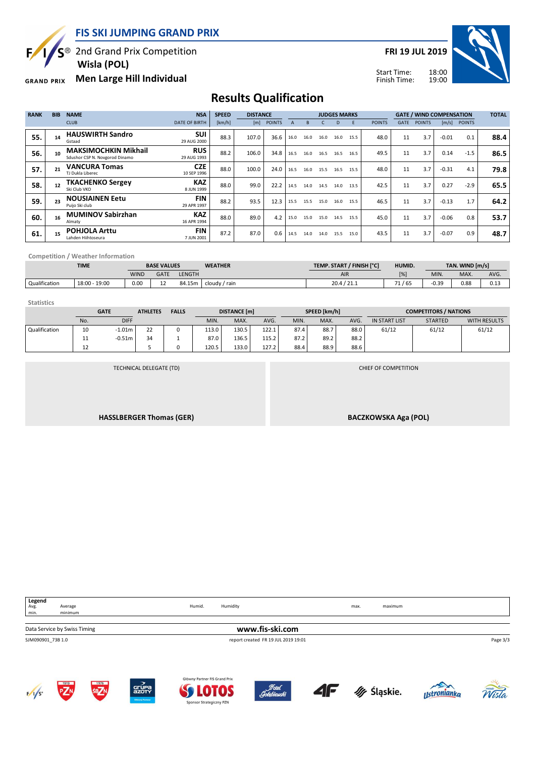# FIS SKI JUMPING GRAND PRIX

2nd Grand Prix Competition
**Wisla (POL)**
**Men Large Hill Individual**

**FRI 19 JUL 2019**

Start Time: 18:00
Finish Time: 19:00

## Results Qualification

| RANK | BIB | NAME / CLUB | NSA / DATE OF BIRTH | SPEED [km/h] | DISTANCE [m] | DISTANCE POINTS | A | B | C | D | E | JUDGES POINTS | GATE | GATE POINTS | WIND [m/s] | WIND POINTS | TOTAL |
|---|---|---|---|---|---|---|---|---|---|---|---|---|---|---|---|---|---|
| 55. | 14 | **HAUSWIRTH Sandro** Gstaad | SUI 29 AUG 2000 | 88.3 | 107.0 | 36.6 | 16.0 | 16.0 | 16.0 | 16.0 | 15.5 | 48.0 | 11 | 3.7 | -0.01 | 0.1 | 88.4 |
| 56. | 10 | **MAKSIMOCHKIN Mikhail** Sdushor CSP N. Novgorod Dinamo | RUS 29 AUG 1993 | 88.2 | 106.0 | 34.8 | 16.5 | 16.0 | 16.5 | 16.5 | 16.5 | 49.5 | 11 | 3.7 | 0.14 | -1.5 | 86.5 |
| 57. | 21 | **VANCURA Tomas** TJ Dukla Liberec | CZE 10 SEP 1996 | 88.0 | 100.0 | 24.0 | 16.5 | 16.0 | 15.5 | 16.5 | 15.5 | 48.0 | 11 | 3.7 | -0.31 | 4.1 | 79.8 |
| 58. | 12 | **TKACHENKO Sergey** Ski Club VKO | KAZ 8 JUN 1999 | 88.0 | 99.0 | 22.2 | 14.5 | 14.0 | 14.5 | 14.0 | 13.5 | 42.5 | 11 | 3.7 | 0.27 | -2.9 | 65.5 |
| 59. | 23 | **NOUSIAINEN Eetu** Puijo Ski club | FIN 29 APR 1997 | 88.2 | 93.5 | 12.3 | 15.5 | 15.5 | 15.0 | 16.0 | 15.5 | 46.5 | 11 | 3.7 | -0.13 | 1.7 | 64.2 |
| 60. | 16 | **MUMINOV Sabirzhan** Almaty | KAZ 16 APR 1994 | 88.0 | 89.0 | 4.2 | 15.0 | 15.0 | 15.0 | 14.5 | 15.5 | 45.0 | 11 | 3.7 | -0.06 | 0.8 | 53.7 |
| 61. | 15 | **POHJOLA Arttu** Lahden Hiihtoseura | FIN 7 JUN 2001 | 87.2 | 87.0 | 0.6 | 14.5 | 14.0 | 14.0 | 15.5 | 15.0 | 43.5 | 11 | 3.7 | -0.07 | 0.9 | 48.7 |

**Competition / Weather Information**

| | TIME | BASE VALUES WIND | GATE | LENGTH | WEATHER | TEMP. START / FINISH [°C] AIR | HUMID. [%] | TAN. WIND [m/s] MIN. | MAX. | AVG. |
|---|---|---|---|---|---|---|---|---|---|---|
| Qualification | 18:00 - 19:00 | 0.00 | 12 | 84.15m | cloudy / rain | 20.4 / 21.1 | 71 / 65 | -0.39 | 0.88 | 0.13 |

**Statistics**

| | GATE No. | DIFF | ATHLETES | FALLS | DISTANCE [m] MIN. | MAX. | AVG. | SPEED [km/h] MIN. | MAX. | AVG. | COMPETITORS / NATIONS IN START LIST | STARTED | WITH RESULTS |
|---|---|---|---|---|---|---|---|---|---|---|---|---|---|
| Qualification | 10 | -1.01m | 22 | 0 | 113.0 | 130.5 | 122.1 | 87.4 | 88.7 | 88.0 | 61/12 | 61/12 | 61/12 |
| | 11 | -0.51m | 34 | 1 | 87.0 | 136.5 | 115.2 | 87.2 | 89.2 | 88.2 | | | |
| | 12 | | 5 | 0 | 120.5 | 133.0 | 127.2 | 88.4 | 88.9 | 88.6 | | | |

TECHNICAL DELEGATE (TD): **HASSLBERGER Thomas (GER)**

CHIEF OF COMPETITION: **BACZKOWSKA Aga (POL)**

**Legend**
Avg. Average
min. minimum
Humid. Humidity
max. maximum

Data Service by Swiss Timing

www.fis-ski.com

SJM090901_73B 1.0

report created FR 19 JUL 2019 19:01

Główny Partner FIS Grand Prix
Sponsor Strategiczny PZN